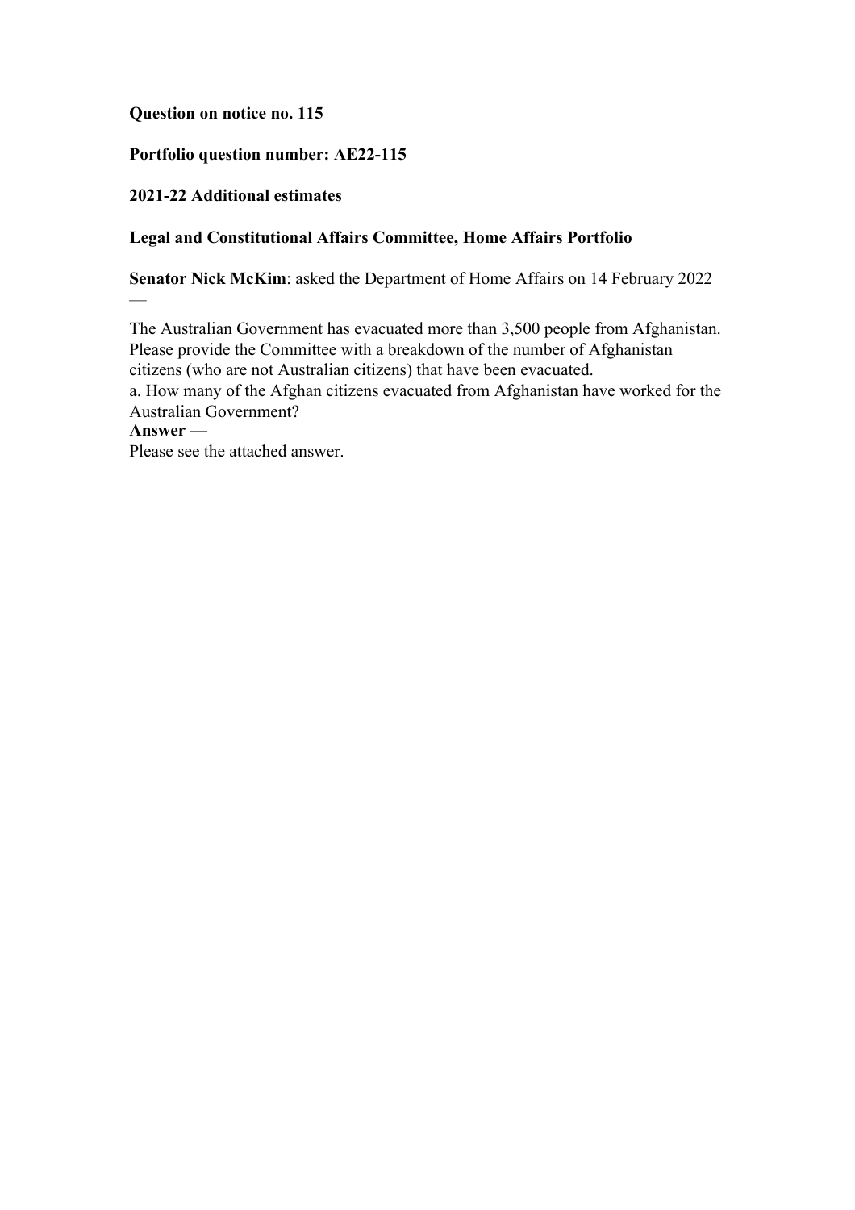**Question on notice no. 115**

**Portfolio question number: AE22-115**

**2021-22 Additional estimates**

**Legal and Constitutional Affairs Committee, Home Affairs Portfolio**

**Senator Nick McKim**: asked the Department of Home Affairs on 14 February 2022 —

The Australian Government has evacuated more than 3,500 people from Afghanistan. Please provide the Committee with a breakdown of the number of Afghanistan citizens (who are not Australian citizens) that have been evacuated.
a. How many of the Afghan citizens evacuated from Afghanistan have worked for the Australian Government?

**Answer —**

Please see the attached answer.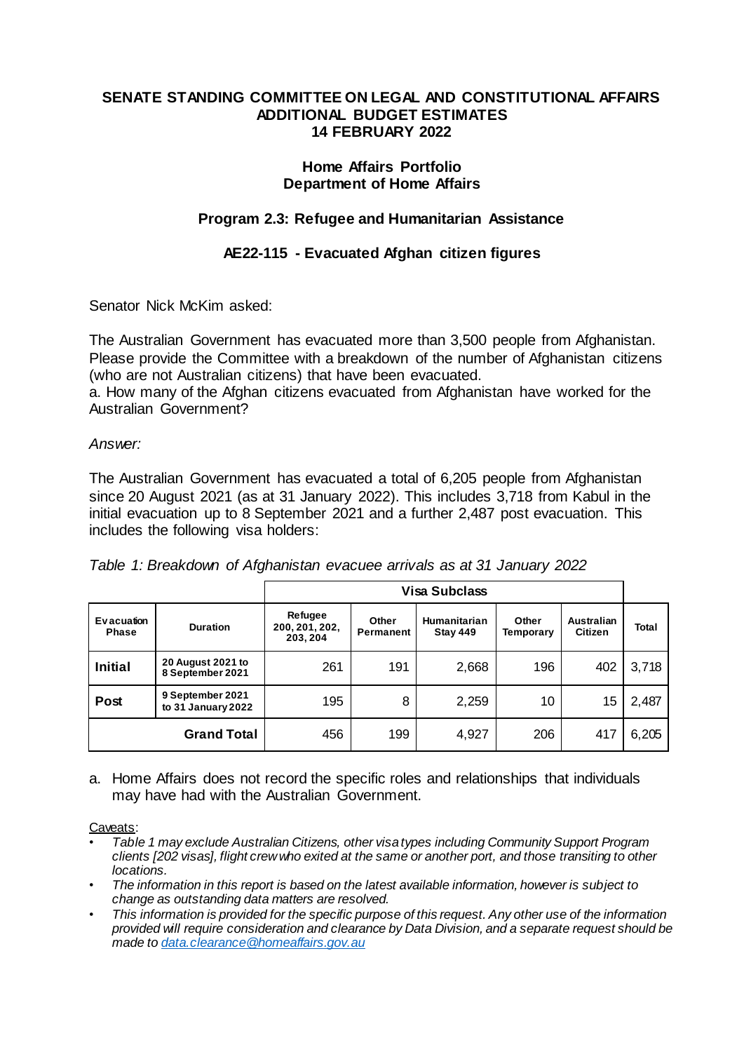**SENATE STANDING COMMITTEE ON LEGAL AND CONSTITUTIONAL AFFAIRS**
**ADDITIONAL BUDGET ESTIMATES**
**14 FEBRUARY 2022**

**Home Affairs Portfolio**
**Department of Home Affairs**

**Program 2.3: Refugee and Humanitarian Assistance**

**AE22-115 - Evacuated Afghan citizen figures**

Senator Nick McKim asked:

The Australian Government has evacuated more than 3,500 people from Afghanistan. Please provide the Committee with a breakdown of the number of Afghanistan citizens (who are not Australian citizens) that have been evacuated.
a. How many of the Afghan citizens evacuated from Afghanistan have worked for the Australian Government?

*Answer:*

The Australian Government has evacuated a total of 6,205 people from Afghanistan since 20 August 2021 (as at 31 January 2022). This includes 3,718 from Kabul in the initial evacuation up to 8 September 2021 and a further 2,487 post evacuation. This includes the following visa holders:

*Table 1: Breakdown of Afghanistan evacuee arrivals as at 31 January 2022*

| | | Visa Subclass | | | | | |
|---|---|---|---|---|---|---|---|
| **Evacuation Phase** | **Duration** | **Refugee 200, 201, 202, 203, 204** | **Other Permanent** | **Humanitarian Stay 449** | **Other Temporary** | **Australian Citizen** | **Total** |
| **Initial** | **20 August 2021 to 8 September 2021** | 261 | 191 | 2,668 | 196 | 402 | 3,718 |
| **Post** | **9 September 2021 to 31 January 2022** | 195 | 8 | 2,259 | 10 | 15 | 2,487 |
| **Grand Total** | | 456 | 199 | 4,927 | 206 | 417 | 6,205 |

a. Home Affairs does not record the specific roles and relationships that individuals may have had with the Australian Government.

Caveats:

- *Table 1 may exclude Australian Citizens, other visa types including Community Support Program clients [202 visas], flight crew who exited at the same or another port, and those transiting to other locations.*
- *The information in this report is based on the latest available information, however is subject to change as outstanding data matters are resolved.*
- *This information is provided for the specific purpose of this request. Any other use of the information provided will require consideration and clearance by Data Division, and a separate request should be made to data.clearance@homeaffairs.gov.au*